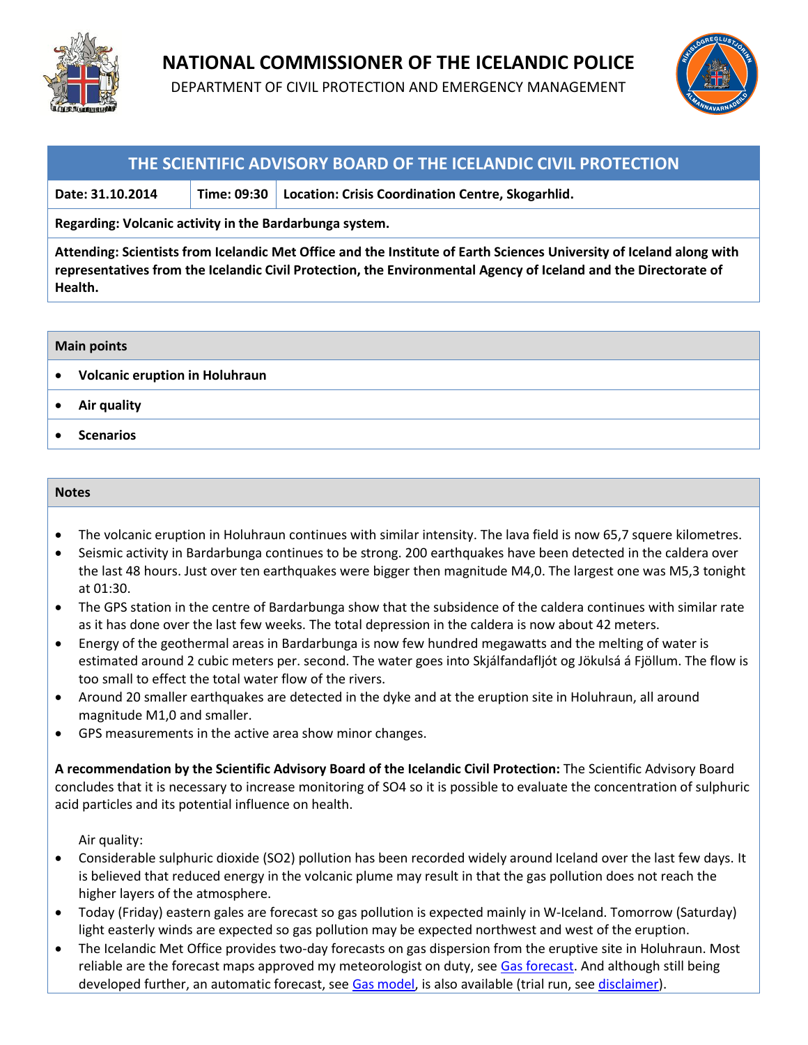# NATIONAL COMMISSIONER OF THE ICELANDIC POLICE

DEPARTMENT OF CIVIL PROTECTION AND EMERGENCY MANAGEMENT

## THE SCIENTIFIC ADVISORY BOARD OF THE ICELANDIC CIVIL PROTECTION

| Date: 31.10.2014 | Time: 09:30 | Location: Crisis Coordination Centre, Skogarhlid. |
|---|---|---|

**Regarding: Volcanic activity in the Bardarbunga system.**

**Attending: Scientists from Icelandic Met Office and the Institute of Earth Sciences University of Iceland along with representatives from the Icelandic Civil Protection, the Environmental Agency of Iceland and the Directorate of Health.**

### Main points

- **Volcanic eruption in Holuhraun**
- **Air quality**
- **Scenarios**

### Notes

- The volcanic eruption in Holuhraun continues with similar intensity. The lava field is now 65,7 squere kilometres.
- Seismic activity in Bardarbunga continues to be strong. 200 earthquakes have been detected in the caldera over the last 48 hours. Just over ten earthquakes were bigger then magnitude M4,0. The largest one was M5,3 tonight at 01:30.
- The GPS station in the centre of Bardarbunga show that the subsidence of the caldera continues with similar rate as it has done over the last few weeks. The total depression in the caldera is now about 42 meters.
- Energy of the geothermal areas in Bardarbunga is now few hundred megawatts and the melting of water is estimated around 2 cubic meters per. second. The water goes into Skjálfandafljót og Jökulsá á Fjöllum. The flow is too small to effect the total water flow of the rivers.
- Around 20 smaller earthquakes are detected in the dyke and at the eruption site in Holuhraun, all around magnitude M1,0 and smaller.
- GPS measurements in the active area show minor changes.

**A recommendation by the Scientific Advisory Board of the Icelandic Civil Protection:** The Scientific Advisory Board concludes that it is necessary to increase monitoring of SO4 so it is possible to evaluate the concentration of sulphuric acid particles and its potential influence on health.

Air quality:

- Considerable sulphuric dioxide ($SO_2$) pollution has been recorded widely around Iceland over the last few days. It is believed that reduced energy in the volcanic plume may result in that the gas pollution does not reach the higher layers of the atmosphere.
- Today (Friday) eastern gales are forecast so gas pollution is expected mainly in W-Iceland. Tomorrow (Saturday) light easterly winds are expected so gas pollution may be expected northwest and west of the eruption.
- The Icelandic Met Office provides two-day forecasts on gas dispersion from the eruptive site in Holuhraun. Most reliable are the forecast maps approved my meteorologist on duty, see Gas forecast. And although still being developed further, an automatic forecast, see Gas model, is also available (trial run, see disclaimer).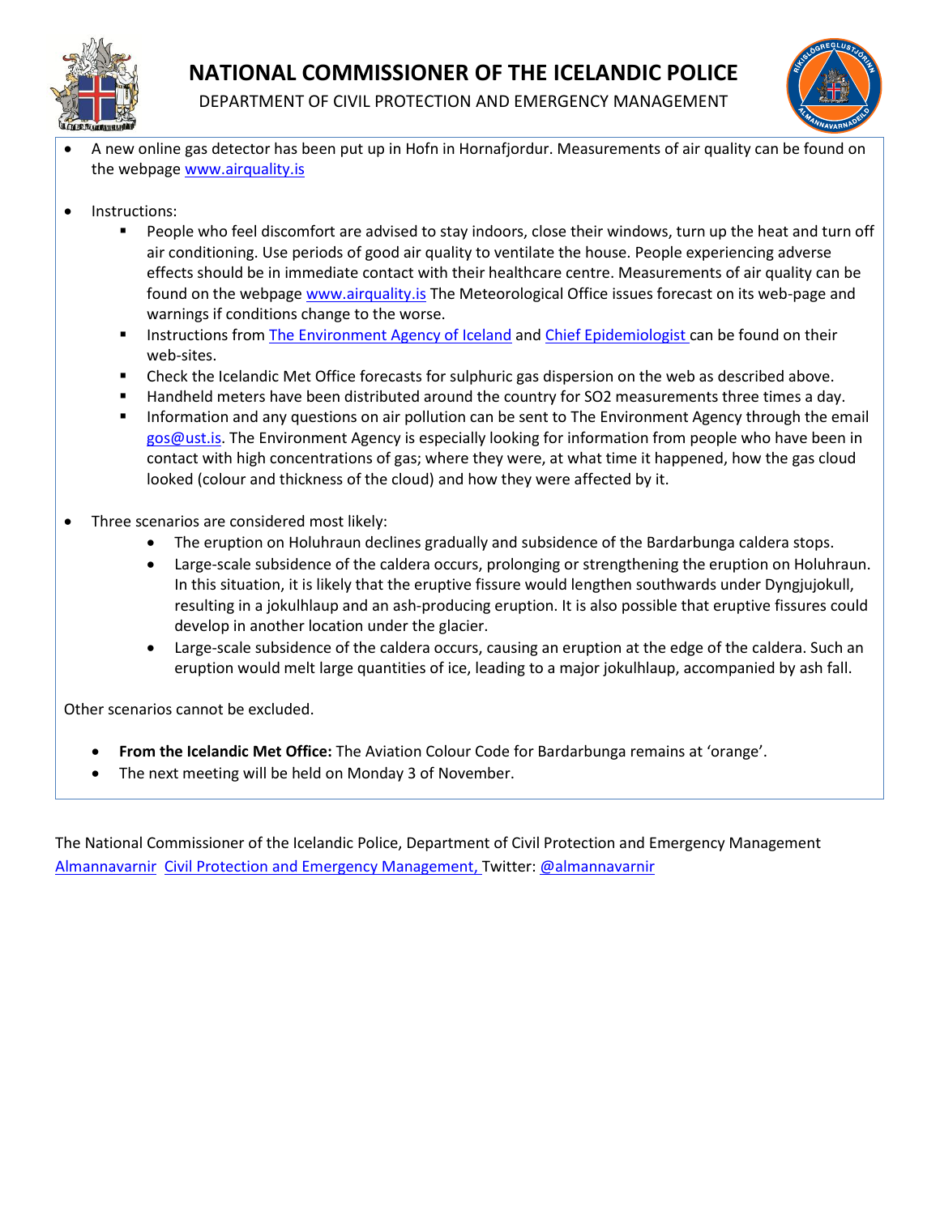- A new online gas detector has been put up in Hofn in Hornafjordur. Measurements of air quality can be found on the webpage [www.airquality.is](http://www.airquality.is)

- Instructions:
  - People who feel discomfort are advised to stay indoors, close their windows, turn up the heat and turn off air conditioning. Use periods of good air quality to ventilate the house. People experiencing adverse effects should be in immediate contact with their healthcare centre. Measurements of air quality can be found on the webpage [www.airquality.is](http://www.airquality.is) The Meteorological Office issues forecast on its web-page and warnings if conditions change to the worse.
  - Instructions from The Environment Agency of Iceland and Chief Epidemiologist can be found on their web-sites.
  - Check the Icelandic Met Office forecasts for sulphuric gas dispersion on the web as described above.
  - Handheld meters have been distributed around the country for $SO_2$ measurements three times a day.
  - Information and any questions on air pollution can be sent to The Environment Agency through the email gos@ust.is. The Environment Agency is especially looking for information from people who have been in contact with high concentrations of gas; where they were, at what time it happened, how the gas cloud looked (colour and thickness of the cloud) and how they were affected by it.

- Three scenarios are considered most likely:
  - The eruption on Holuhraun declines gradually and subsidence of the Bardarbunga caldera stops.
  - Large-scale subsidence of the caldera occurs, prolonging or strengthening the eruption on Holuhraun. In this situation, it is likely that the eruptive fissure would lengthen southwards under Dyngjujokull, resulting in a jokulhlaup and an ash-producing eruption. It is also possible that eruptive fissures could develop in another location under the glacier.
  - Large-scale subsidence of the caldera occurs, causing an eruption at the edge of the caldera. Such an eruption would melt large quantities of ice, leading to a major jokulhlaup, accompanied by ash fall.

Other scenarios cannot be excluded.

- **From the Icelandic Met Office:** The Aviation Colour Code for Bardarbunga remains at 'orange'.
- The next meeting will be held on Monday 3 of November.

The National Commissioner of the Icelandic Police, Department of Civil Protection and Emergency Management
Almannavarnir Civil Protection and Emergency Management, Twitter: @almannavarnir